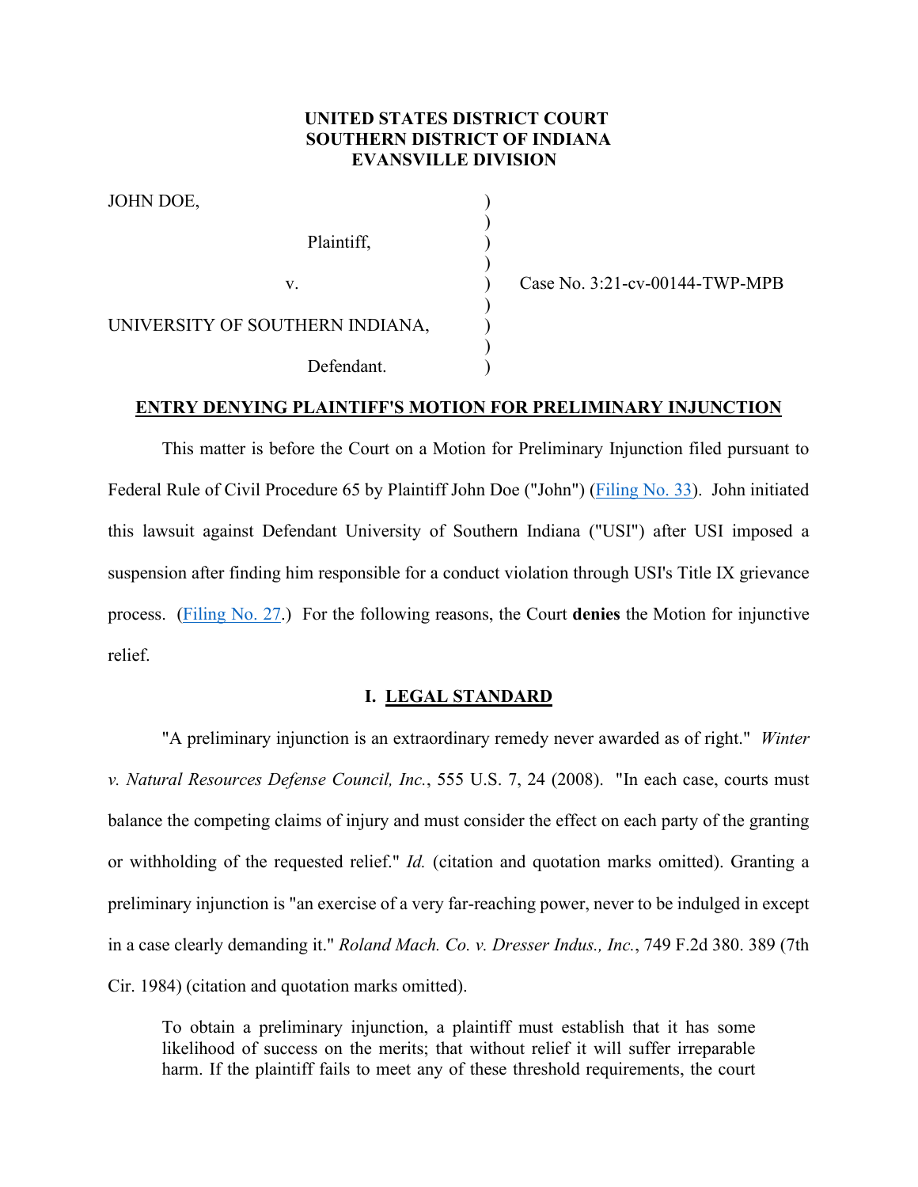**UNITED STATES DISTRICT COURT**
**SOUTHERN DISTRICT OF INDIANA**
**EVANSVILLE DIVISION**

| | | |
|---|---|---|
| JOHN DOE, | ) | |
| | ) | |
| Plaintiff, | ) | |
| | ) | |
| v. | ) | Case No. 3:21-cv-00144-TWP-MPB |
| | ) | |
| UNIVERSITY OF SOUTHERN INDIANA, | ) | |
| | ) | |
| Defendant. | ) | |

**ENTRY DENYING PLAINTIFF'S MOTION FOR PRELIMINARY INJUNCTION**

This matter is before the Court on a Motion for Preliminary Injunction filed pursuant to Federal Rule of Civil Procedure 65 by Plaintiff John Doe ("John") (Filing No. 33). John initiated this lawsuit against Defendant University of Southern Indiana ("USI") after USI imposed a suspension after finding him responsible for a conduct violation through USI's Title IX grievance process. (Filing No. 27.) For the following reasons, the Court **denies** the Motion for injunctive relief.

## I. LEGAL STANDARD

"A preliminary injunction is an extraordinary remedy never awarded as of right." *Winter v. Natural Resources Defense Council, Inc.*, 555 U.S. 7, 24 (2008). "In each case, courts must balance the competing claims of injury and must consider the effect on each party of the granting or withholding of the requested relief." *Id.* (citation and quotation marks omitted). Granting a preliminary injunction is "an exercise of a very far-reaching power, never to be indulged in except in a case clearly demanding it." *Roland Mach. Co. v. Dresser Indus., Inc.*, 749 F.2d 380. 389 (7th Cir. 1984) (citation and quotation marks omitted).

> To obtain a preliminary injunction, a plaintiff must establish that it has some likelihood of success on the merits; that without relief it will suffer irreparable harm. If the plaintiff fails to meet any of these threshold requirements, the court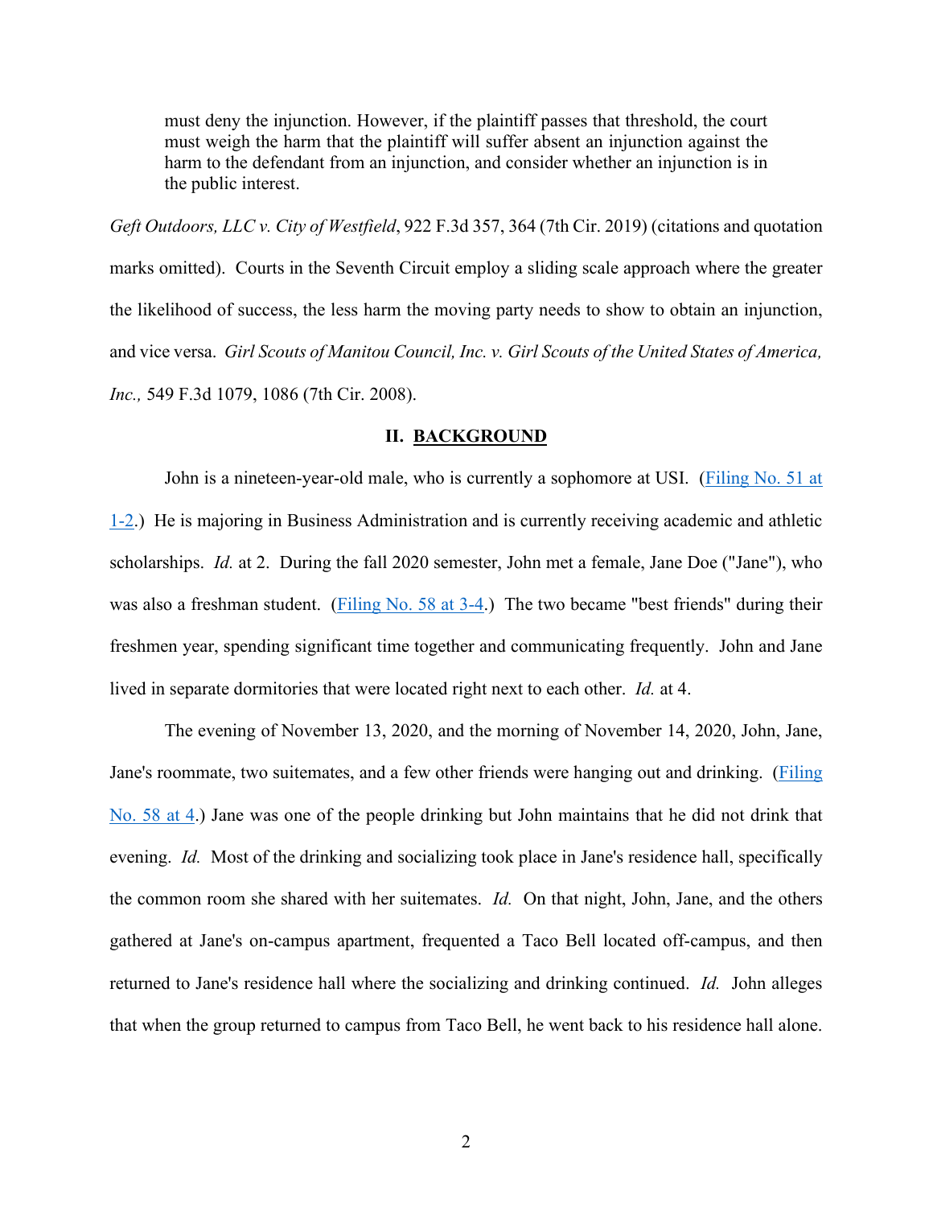> must deny the injunction. However, if the plaintiff passes that threshold, the court must weigh the harm that the plaintiff will suffer absent an injunction against the harm to the defendant from an injunction, and consider whether an injunction is in the public interest.

*Geft Outdoors, LLC v. City of Westfield*, 922 F.3d 357, 364 (7th Cir. 2019) (citations and quotation marks omitted). Courts in the Seventh Circuit employ a sliding scale approach where the greater the likelihood of success, the less harm the moving party needs to show to obtain an injunction, and vice versa. *Girl Scouts of Manitou Council, Inc. v. Girl Scouts of the United States of America, Inc.,* 549 F.3d 1079, 1086 (7th Cir. 2008).

## II. BACKGROUND

John is a nineteen-year-old male, who is currently a sophomore at USI. (Filing No. 51 at 1-2.) He is majoring in Business Administration and is currently receiving academic and athletic scholarships. *Id.* at 2. During the fall 2020 semester, John met a female, Jane Doe ("Jane"), who was also a freshman student. (Filing No. 58 at 3-4.) The two became "best friends" during their freshmen year, spending significant time together and communicating frequently. John and Jane lived in separate dormitories that were located right next to each other. *Id.* at 4.

The evening of November 13, 2020, and the morning of November 14, 2020, John, Jane, Jane's roommate, two suitemates, and a few other friends were hanging out and drinking. (Filing No. 58 at 4.) Jane was one of the people drinking but John maintains that he did not drink that evening. *Id.* Most of the drinking and socializing took place in Jane's residence hall, specifically the common room she shared with her suitemates. *Id.* On that night, John, Jane, and the others gathered at Jane's on-campus apartment, frequented a Taco Bell located off-campus, and then returned to Jane's residence hall where the socializing and drinking continued. *Id.* John alleges that when the group returned to campus from Taco Bell, he went back to his residence hall alone.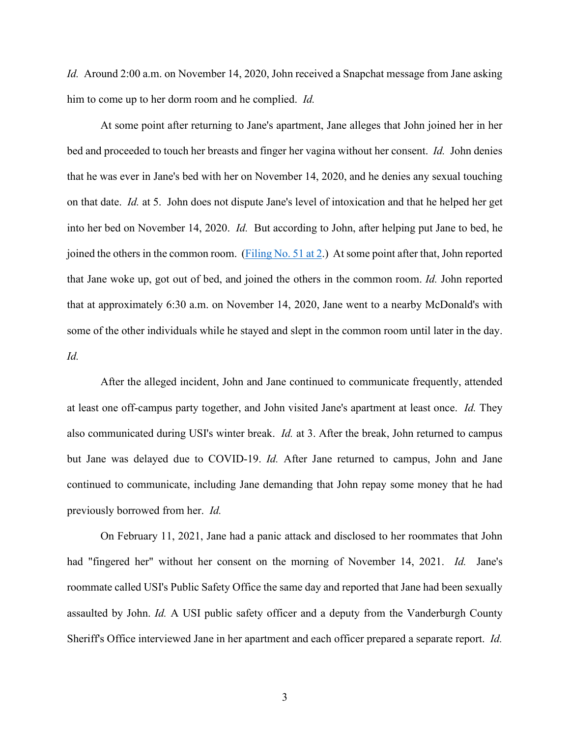*Id.* Around 2:00 a.m. on November 14, 2020, John received a Snapchat message from Jane asking him to come up to her dorm room and he complied. *Id.*

At some point after returning to Jane's apartment, Jane alleges that John joined her in her bed and proceeded to touch her breasts and finger her vagina without her consent. *Id.* John denies that he was ever in Jane's bed with her on November 14, 2020, and he denies any sexual touching on that date. *Id.* at 5. John does not dispute Jane's level of intoxication and that he helped her get into her bed on November 14, 2020. *Id.* But according to John, after helping put Jane to bed, he joined the others in the common room. (Filing No. 51 at 2.) At some point after that, John reported that Jane woke up, got out of bed, and joined the others in the common room. *Id.* John reported that at approximately 6:30 a.m. on November 14, 2020, Jane went to a nearby McDonald's with some of the other individuals while he stayed and slept in the common room until later in the day. *Id.*

After the alleged incident, John and Jane continued to communicate frequently, attended at least one off-campus party together, and John visited Jane's apartment at least once. *Id.* They also communicated during USI's winter break. *Id.* at 3. After the break, John returned to campus but Jane was delayed due to COVID-19. *Id.* After Jane returned to campus, John and Jane continued to communicate, including Jane demanding that John repay some money that he had previously borrowed from her. *Id.*

On February 11, 2021, Jane had a panic attack and disclosed to her roommates that John had "fingered her" without her consent on the morning of November 14, 2021. *Id.* Jane's roommate called USI's Public Safety Office the same day and reported that Jane had been sexually assaulted by John. *Id.* A USI public safety officer and a deputy from the Vanderburgh County Sheriff's Office interviewed Jane in her apartment and each officer prepared a separate report. *Id.*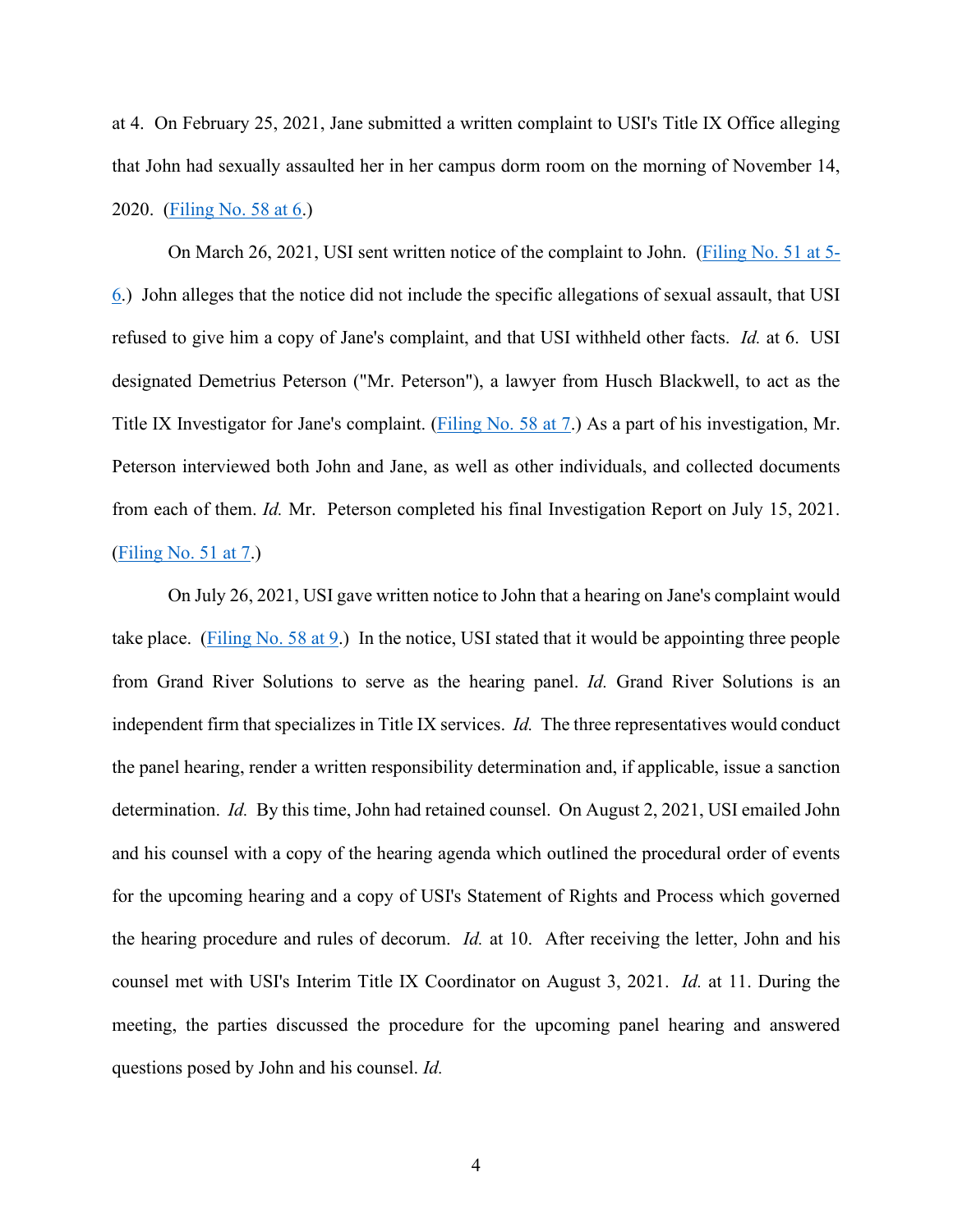at 4. On February 25, 2021, Jane submitted a written complaint to USI's Title IX Office alleging that John had sexually assaulted her in her campus dorm room on the morning of November 14, 2020. (Filing No. 58 at 6.)

On March 26, 2021, USI sent written notice of the complaint to John. (Filing No. 51 at 5-6.) John alleges that the notice did not include the specific allegations of sexual assault, that USI refused to give him a copy of Jane's complaint, and that USI withheld other facts. *Id.* at 6. USI designated Demetrius Peterson ("Mr. Peterson"), a lawyer from Husch Blackwell, to act as the Title IX Investigator for Jane's complaint. (Filing No. 58 at 7.) As a part of his investigation, Mr. Peterson interviewed both John and Jane, as well as other individuals, and collected documents from each of them. *Id.* Mr. Peterson completed his final Investigation Report on July 15, 2021. (Filing No. 51 at 7.)

On July 26, 2021, USI gave written notice to John that a hearing on Jane's complaint would take place. (Filing No. 58 at 9.) In the notice, USI stated that it would be appointing three people from Grand River Solutions to serve as the hearing panel. *Id.* Grand River Solutions is an independent firm that specializes in Title IX services. *Id.* The three representatives would conduct the panel hearing, render a written responsibility determination and, if applicable, issue a sanction determination. *Id.* By this time, John had retained counsel. On August 2, 2021, USI emailed John and his counsel with a copy of the hearing agenda which outlined the procedural order of events for the upcoming hearing and a copy of USI's Statement of Rights and Process which governed the hearing procedure and rules of decorum. *Id.* at 10. After receiving the letter, John and his counsel met with USI's Interim Title IX Coordinator on August 3, 2021. *Id.* at 11. During the meeting, the parties discussed the procedure for the upcoming panel hearing and answered questions posed by John and his counsel. *Id.*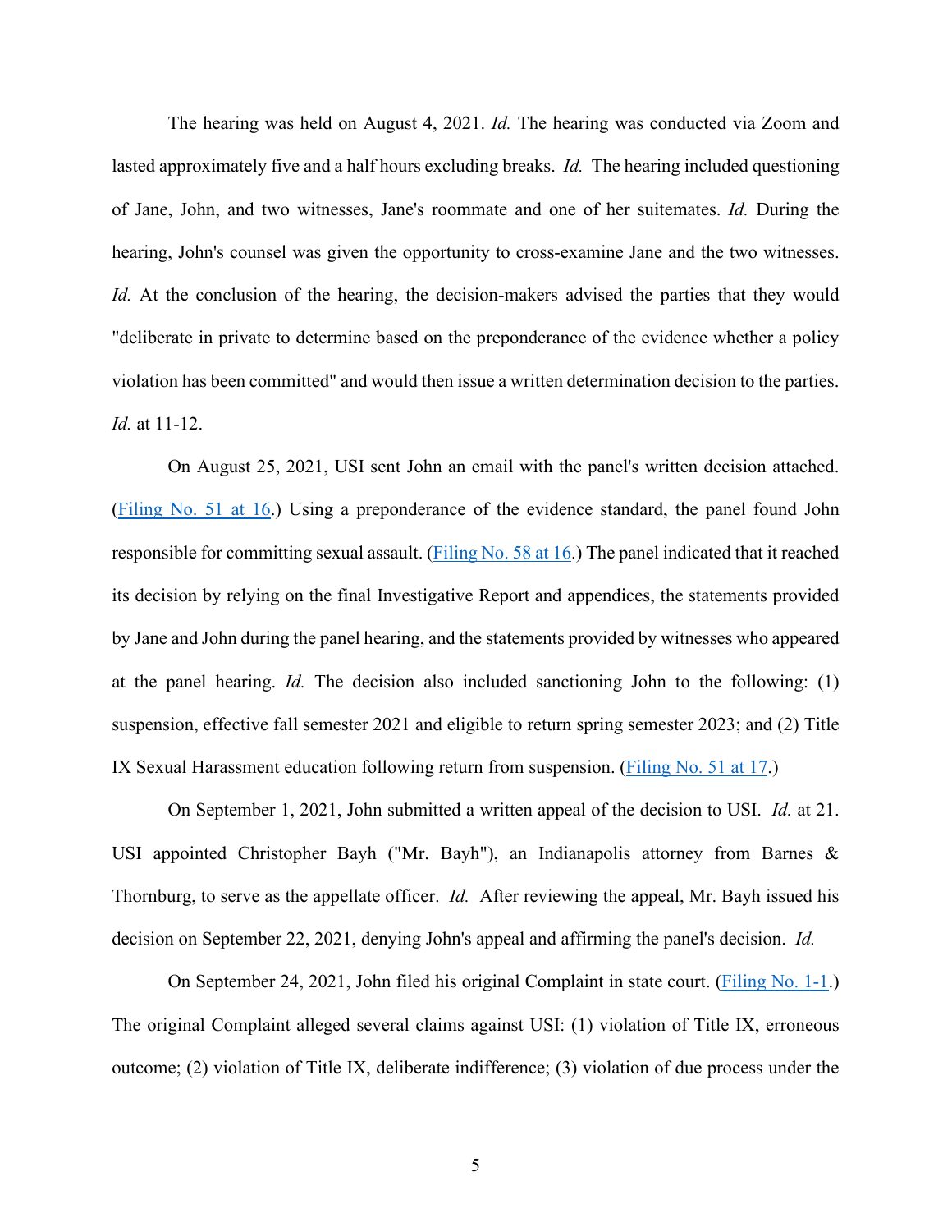The hearing was held on August 4, 2021. *Id.* The hearing was conducted via Zoom and lasted approximately five and a half hours excluding breaks. *Id.* The hearing included questioning of Jane, John, and two witnesses, Jane's roommate and one of her suitemates. *Id.* During the hearing, John's counsel was given the opportunity to cross-examine Jane and the two witnesses. *Id.* At the conclusion of the hearing, the decision-makers advised the parties that they would "deliberate in private to determine based on the preponderance of the evidence whether a policy violation has been committed" and would then issue a written determination decision to the parties. *Id.* at 11-12.

On August 25, 2021, USI sent John an email with the panel's written decision attached. (Filing No. 51 at 16.) Using a preponderance of the evidence standard, the panel found John responsible for committing sexual assault. (Filing No. 58 at 16.) The panel indicated that it reached its decision by relying on the final Investigative Report and appendices, the statements provided by Jane and John during the panel hearing, and the statements provided by witnesses who appeared at the panel hearing. *Id.* The decision also included sanctioning John to the following: (1) suspension, effective fall semester 2021 and eligible to return spring semester 2023; and (2) Title IX Sexual Harassment education following return from suspension. (Filing No. 51 at 17.)

On September 1, 2021, John submitted a written appeal of the decision to USI. *Id.* at 21. USI appointed Christopher Bayh ("Mr. Bayh"), an Indianapolis attorney from Barnes & Thornburg, to serve as the appellate officer. *Id.* After reviewing the appeal, Mr. Bayh issued his decision on September 22, 2021, denying John's appeal and affirming the panel's decision. *Id.*

On September 24, 2021, John filed his original Complaint in state court. (Filing No. 1-1.) The original Complaint alleged several claims against USI: (1) violation of Title IX, erroneous outcome; (2) violation of Title IX, deliberate indifference; (3) violation of due process under the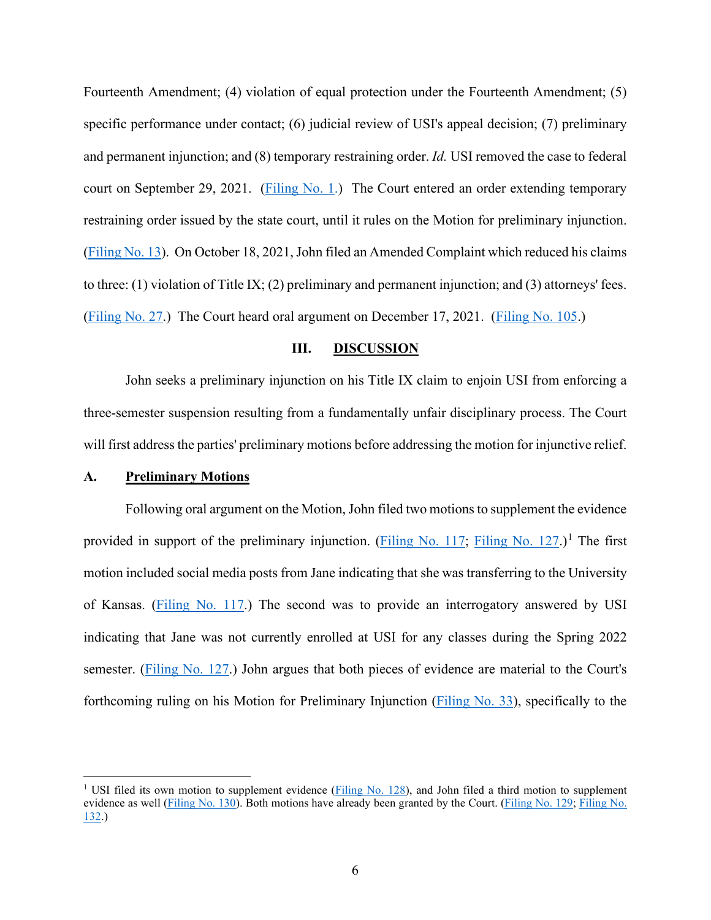Fourteenth Amendment; (4) violation of equal protection under the Fourteenth Amendment; (5) specific performance under contact; (6) judicial review of USI's appeal decision; (7) preliminary and permanent injunction; and (8) temporary restraining order. *Id.* USI removed the case to federal court on September 29, 2021. (Filing No. 1.) The Court entered an order extending temporary restraining order issued by the state court, until it rules on the Motion for preliminary injunction. (Filing No. 13). On October 18, 2021, John filed an Amended Complaint which reduced his claims to three: (1) violation of Title IX; (2) preliminary and permanent injunction; and (3) attorneys' fees. (Filing No. 27.) The Court heard oral argument on December 17, 2021. (Filing No. 105.)

## III. DISCUSSION

John seeks a preliminary injunction on his Title IX claim to enjoin USI from enforcing a three-semester suspension resulting from a fundamentally unfair disciplinary process. The Court will first address the parties' preliminary motions before addressing the motion for injunctive relief.

### A. Preliminary Motions

Following oral argument on the Motion, John filed two motions to supplement the evidence provided in support of the preliminary injunction. (Filing No. 117; Filing No. 127.)[1] The first motion included social media posts from Jane indicating that she was transferring to the University of Kansas. (Filing No. 117.) The second was to provide an interrogatory answered by USI indicating that Jane was not currently enrolled at USI for any classes during the Spring 2022 semester. (Filing No. 127.) John argues that both pieces of evidence are material to the Court's forthcoming ruling on his Motion for Preliminary Injunction (Filing No. 33), specifically to the

[1] USI filed its own motion to supplement evidence (Filing No. 128), and John filed a third motion to supplement evidence as well (Filing No. 130). Both motions have already been granted by the Court. (Filing No. 129; Filing No. 132.)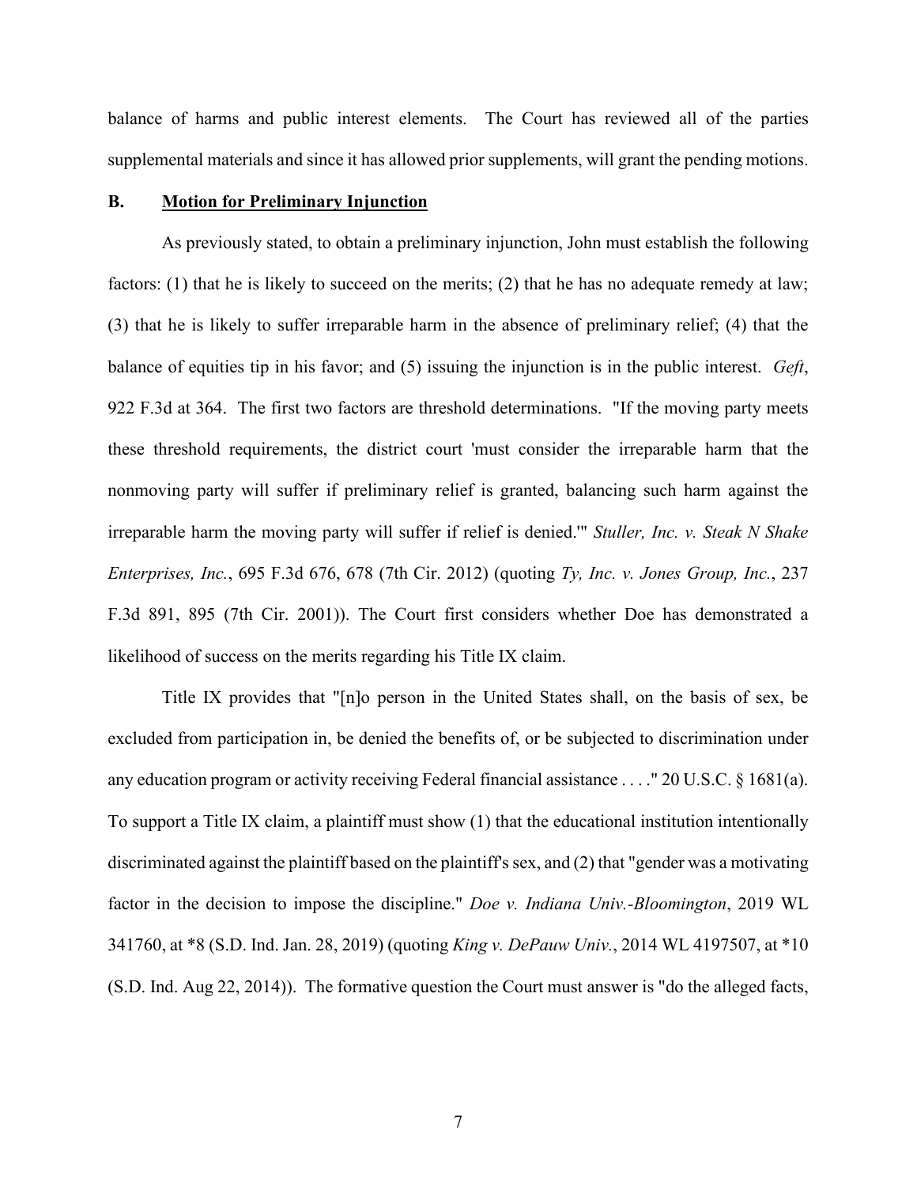balance of harms and public interest elements. The Court has reviewed all of the parties supplemental materials and since it has allowed prior supplements, will grant the pending motions.

### B. Motion for Preliminary Injunction

As previously stated, to obtain a preliminary injunction, John must establish the following factors: (1) that he is likely to succeed on the merits; (2) that he has no adequate remedy at law; (3) that he is likely to suffer irreparable harm in the absence of preliminary relief; (4) that the balance of equities tip in his favor; and (5) issuing the injunction is in the public interest. *Geft*, 922 F.3d at 364. The first two factors are threshold determinations. "If the moving party meets these threshold requirements, the district court 'must consider the irreparable harm that the nonmoving party will suffer if preliminary relief is granted, balancing such harm against the irreparable harm the moving party will suffer if relief is denied.'" *Stuller, Inc. v. Steak N Shake Enterprises, Inc.*, 695 F.3d 676, 678 (7th Cir. 2012) (quoting *Ty, Inc. v. Jones Group, Inc.*, 237 F.3d 891, 895 (7th Cir. 2001)). The Court first considers whether Doe has demonstrated a likelihood of success on the merits regarding his Title IX claim.

Title IX provides that "[n]o person in the United States shall, on the basis of sex, be excluded from participation in, be denied the benefits of, or be subjected to discrimination under any education program or activity receiving Federal financial assistance . . . ." 20 U.S.C. § 1681(a). To support a Title IX claim, a plaintiff must show (1) that the educational institution intentionally discriminated against the plaintiff based on the plaintiff's sex, and (2) that "gender was a motivating factor in the decision to impose the discipline." *Doe v. Indiana Univ.-Bloomington*, 2019 WL 341760, at *8 (S.D. Ind. Jan. 28, 2019) (quoting *King v. DePauw Univ.*, 2014 WL 4197507, at *10 (S.D. Ind. Aug 22, 2014)). The formative question the Court must answer is "do the alleged facts,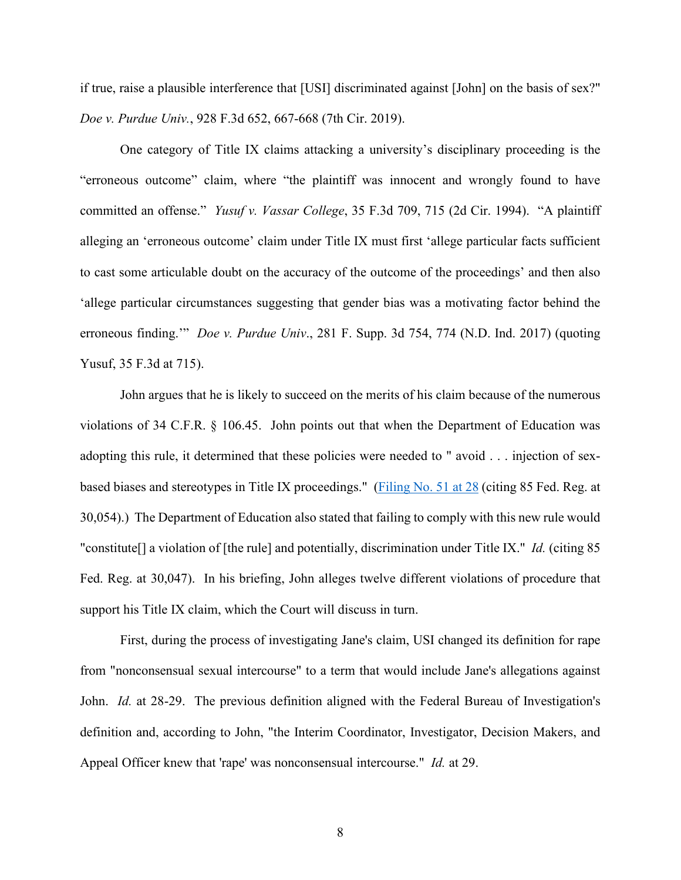if true, raise a plausible interference that [USI] discriminated against [John] on the basis of sex?" *Doe v. Purdue Univ.*, 928 F.3d 652, 667-668 (7th Cir. 2019).

One category of Title IX claims attacking a university's disciplinary proceeding is the "erroneous outcome" claim, where "the plaintiff was innocent and wrongly found to have committed an offense." *Yusuf v. Vassar College*, 35 F.3d 709, 715 (2d Cir. 1994). "A plaintiff alleging an 'erroneous outcome' claim under Title IX must first 'allege particular facts sufficient to cast some articulable doubt on the accuracy of the outcome of the proceedings' and then also 'allege particular circumstances suggesting that gender bias was a motivating factor behind the erroneous finding.'" *Doe v. Purdue Univ*., 281 F. Supp. 3d 754, 774 (N.D. Ind. 2017) (quoting Yusuf, 35 F.3d at 715).

John argues that he is likely to succeed on the merits of his claim because of the numerous violations of 34 C.F.R. § 106.45. John points out that when the Department of Education was adopting this rule, it determined that these policies were needed to " avoid . . . injection of sex-based biases and stereotypes in Title IX proceedings." (Filing No. 51 at 28 (citing 85 Fed. Reg. at 30,054).) The Department of Education also stated that failing to comply with this new rule would "constitute[] a violation of [the rule] and potentially, discrimination under Title IX." *Id.* (citing 85 Fed. Reg. at 30,047). In his briefing, John alleges twelve different violations of procedure that support his Title IX claim, which the Court will discuss in turn.

First, during the process of investigating Jane's claim, USI changed its definition for rape from "nonconsensual sexual intercourse" to a term that would include Jane's allegations against John. *Id.* at 28-29. The previous definition aligned with the Federal Bureau of Investigation's definition and, according to John, "the Interim Coordinator, Investigator, Decision Makers, and Appeal Officer knew that 'rape' was nonconsensual intercourse." *Id.* at 29.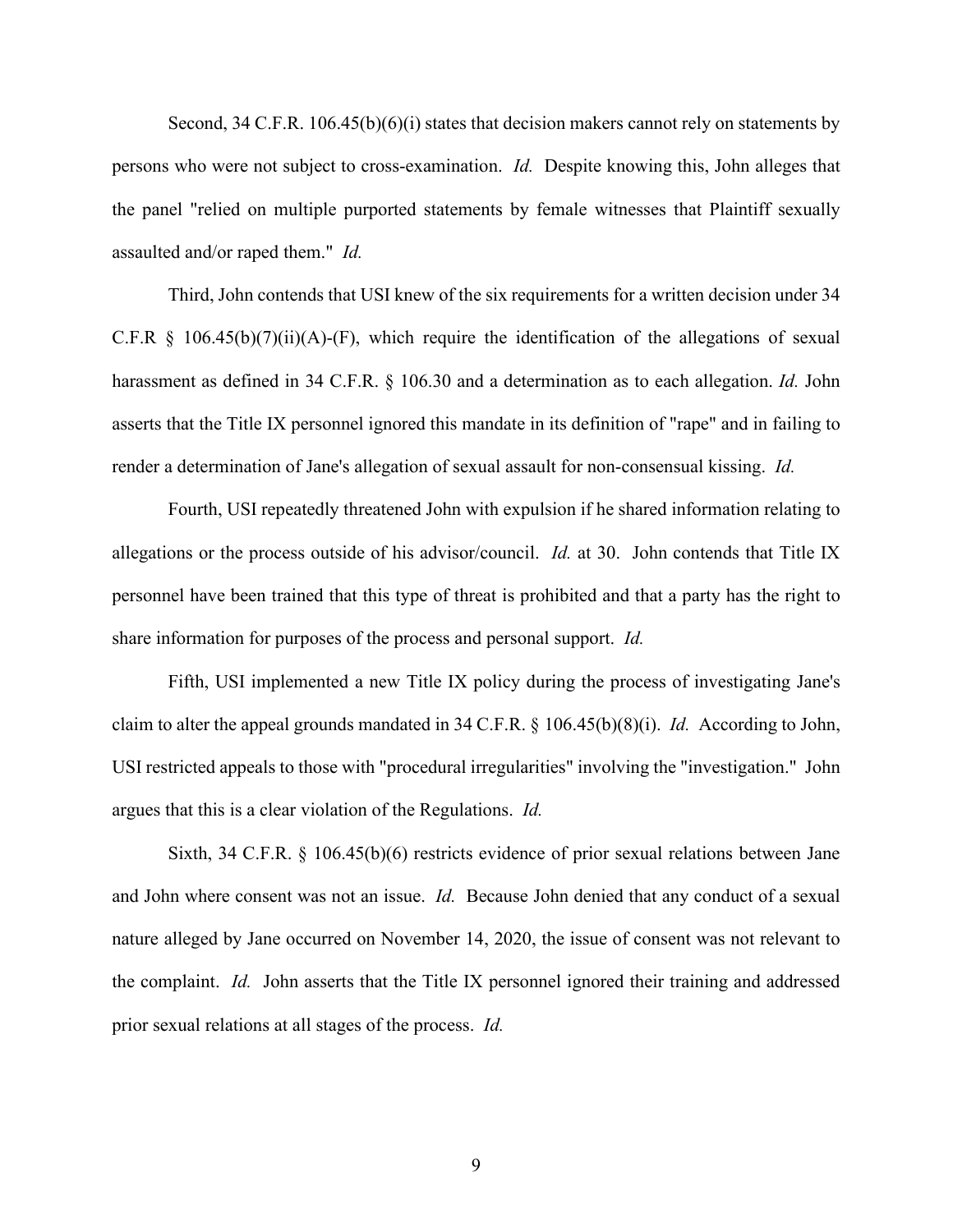Second, 34 C.F.R. 106.45(b)(6)(i) states that decision makers cannot rely on statements by persons who were not subject to cross-examination. *Id.* Despite knowing this, John alleges that the panel "relied on multiple purported statements by female witnesses that Plaintiff sexually assaulted and/or raped them." *Id.*

Third, John contends that USI knew of the six requirements for a written decision under 34 C.F.R § 106.45(b)(7)(ii)(A)-(F), which require the identification of the allegations of sexual harassment as defined in 34 C.F.R. § 106.30 and a determination as to each allegation. *Id.* John asserts that the Title IX personnel ignored this mandate in its definition of "rape" and in failing to render a determination of Jane's allegation of sexual assault for non-consensual kissing. *Id.*

Fourth, USI repeatedly threatened John with expulsion if he shared information relating to allegations or the process outside of his advisor/council. *Id.* at 30. John contends that Title IX personnel have been trained that this type of threat is prohibited and that a party has the right to share information for purposes of the process and personal support. *Id.*

Fifth, USI implemented a new Title IX policy during the process of investigating Jane's claim to alter the appeal grounds mandated in 34 C.F.R. § 106.45(b)(8)(i). *Id.* According to John, USI restricted appeals to those with "procedural irregularities" involving the "investigation." John argues that this is a clear violation of the Regulations. *Id.*

Sixth, 34 C.F.R. § 106.45(b)(6) restricts evidence of prior sexual relations between Jane and John where consent was not an issue. *Id.* Because John denied that any conduct of a sexual nature alleged by Jane occurred on November 14, 2020, the issue of consent was not relevant to the complaint. *Id.* John asserts that the Title IX personnel ignored their training and addressed prior sexual relations at all stages of the process. *Id.*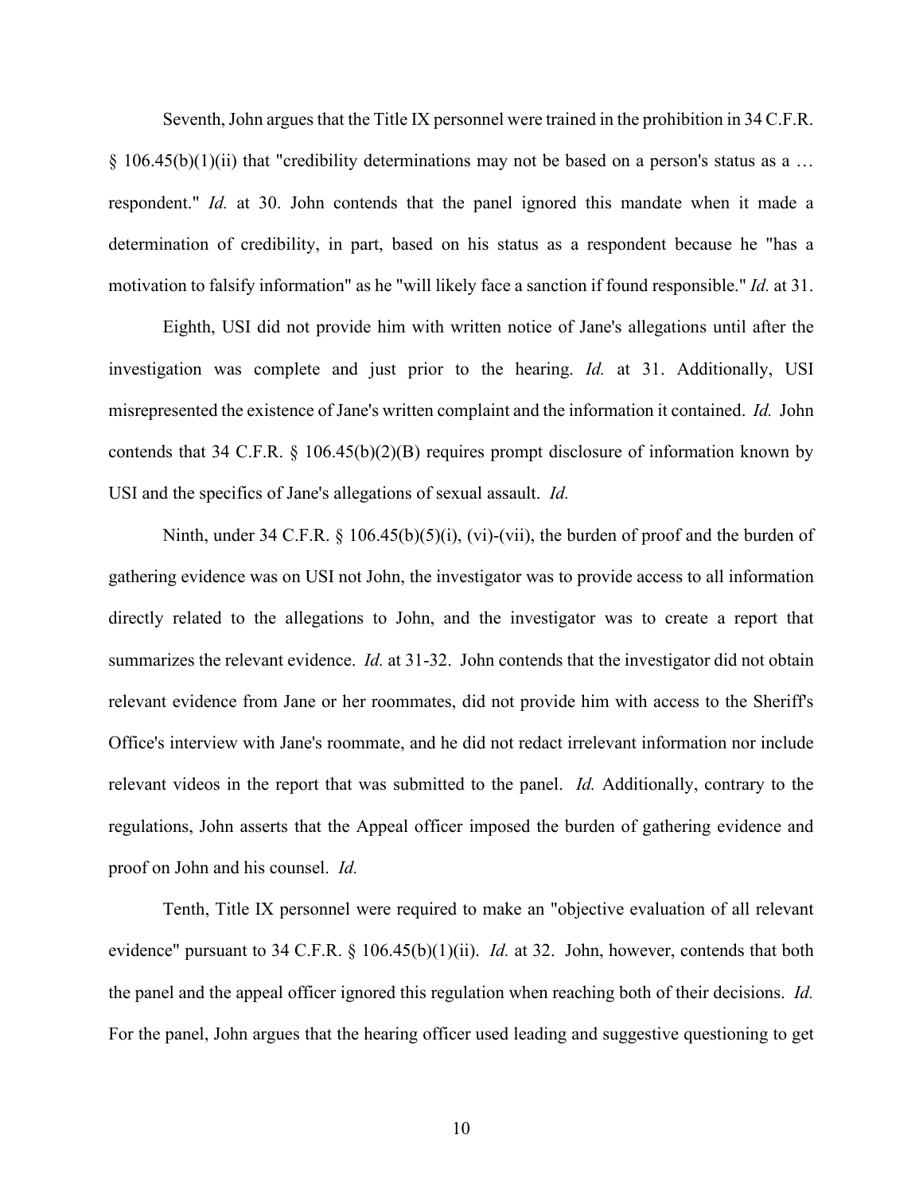Seventh, John argues that the Title IX personnel were trained in the prohibition in 34 C.F.R. § 106.45(b)(1)(ii) that "credibility determinations may not be based on a person's status as a … respondent." *Id.* at 30. John contends that the panel ignored this mandate when it made a determination of credibility, in part, based on his status as a respondent because he "has a motivation to falsify information" as he "will likely face a sanction if found responsible." *Id.* at 31.

Eighth, USI did not provide him with written notice of Jane's allegations until after the investigation was complete and just prior to the hearing. *Id.* at 31. Additionally, USI misrepresented the existence of Jane's written complaint and the information it contained. *Id.* John contends that 34 C.F.R. § 106.45(b)(2)(B) requires prompt disclosure of information known by USI and the specifics of Jane's allegations of sexual assault. *Id.*

Ninth, under 34 C.F.R. § 106.45(b)(5)(i), (vi)-(vii), the burden of proof and the burden of gathering evidence was on USI not John, the investigator was to provide access to all information directly related to the allegations to John, and the investigator was to create a report that summarizes the relevant evidence. *Id.* at 31-32. John contends that the investigator did not obtain relevant evidence from Jane or her roommates, did not provide him with access to the Sheriff's Office's interview with Jane's roommate, and he did not redact irrelevant information nor include relevant videos in the report that was submitted to the panel. *Id.* Additionally, contrary to the regulations, John asserts that the Appeal officer imposed the burden of gathering evidence and proof on John and his counsel. *Id.*

Tenth, Title IX personnel were required to make an "objective evaluation of all relevant evidence" pursuant to 34 C.F.R. § 106.45(b)(1)(ii). *Id.* at 32. John, however, contends that both the panel and the appeal officer ignored this regulation when reaching both of their decisions. *Id.* For the panel, John argues that the hearing officer used leading and suggestive questioning to get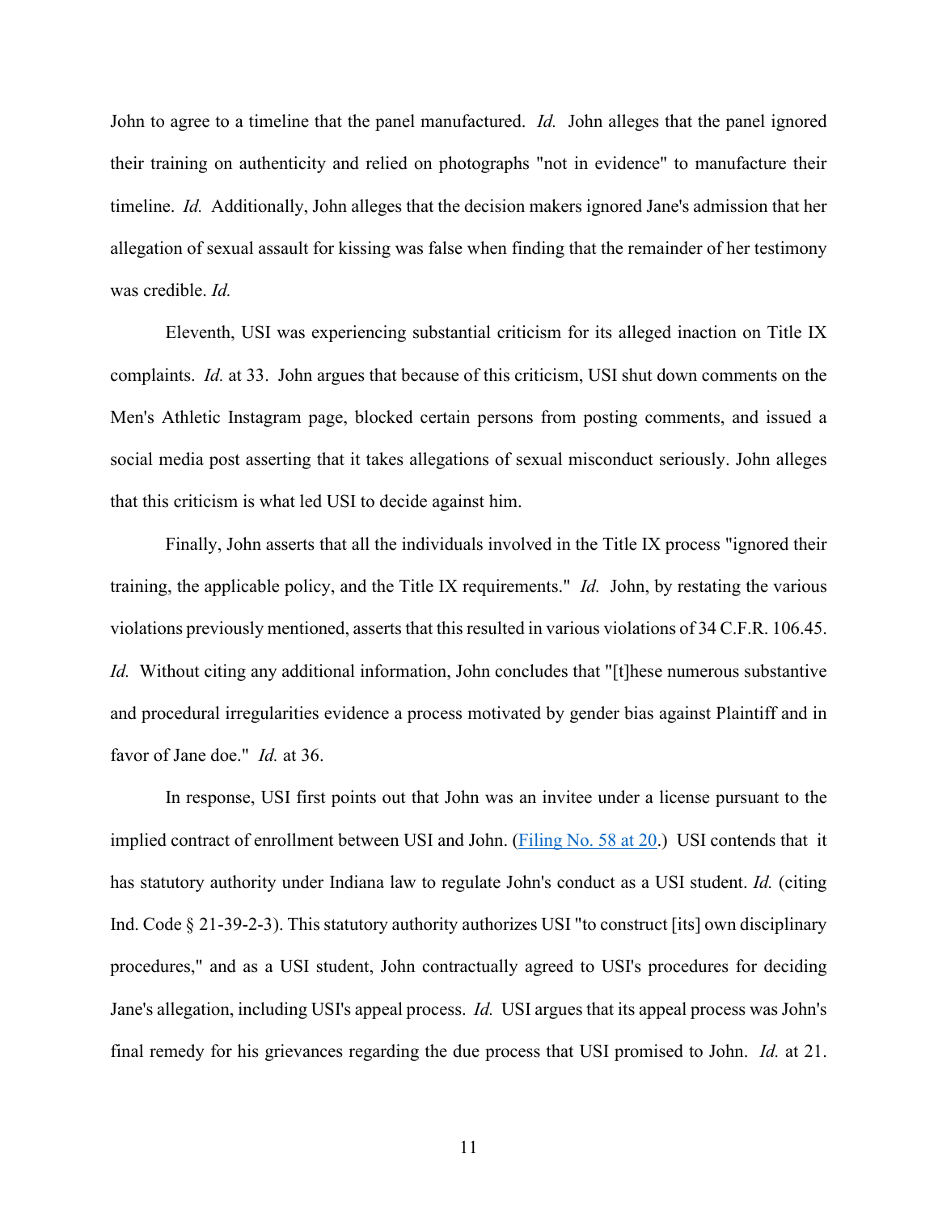John to agree to a timeline that the panel manufactured. *Id.* John alleges that the panel ignored their training on authenticity and relied on photographs "not in evidence" to manufacture their timeline. *Id.* Additionally, John alleges that the decision makers ignored Jane's admission that her allegation of sexual assault for kissing was false when finding that the remainder of her testimony was credible. *Id.*

Eleventh, USI was experiencing substantial criticism for its alleged inaction on Title IX complaints. *Id.* at 33. John argues that because of this criticism, USI shut down comments on the Men's Athletic Instagram page, blocked certain persons from posting comments, and issued a social media post asserting that it takes allegations of sexual misconduct seriously. John alleges that this criticism is what led USI to decide against him.

Finally, John asserts that all the individuals involved in the Title IX process "ignored their training, the applicable policy, and the Title IX requirements." *Id.* John, by restating the various violations previously mentioned, asserts that this resulted in various violations of 34 C.F.R. 106.45. *Id.* Without citing any additional information, John concludes that "[t]hese numerous substantive and procedural irregularities evidence a process motivated by gender bias against Plaintiff and in favor of Jane doe." *Id.* at 36.

In response, USI first points out that John was an invitee under a license pursuant to the implied contract of enrollment between USI and John. (Filing No. 58 at 20.) USI contends that it has statutory authority under Indiana law to regulate John's conduct as a USI student. *Id.* (citing Ind. Code § 21-39-2-3). This statutory authority authorizes USI "to construct [its] own disciplinary procedures," and as a USI student, John contractually agreed to USI's procedures for deciding Jane's allegation, including USI's appeal process. *Id.* USI argues that its appeal process was John's final remedy for his grievances regarding the due process that USI promised to John. *Id.* at 21.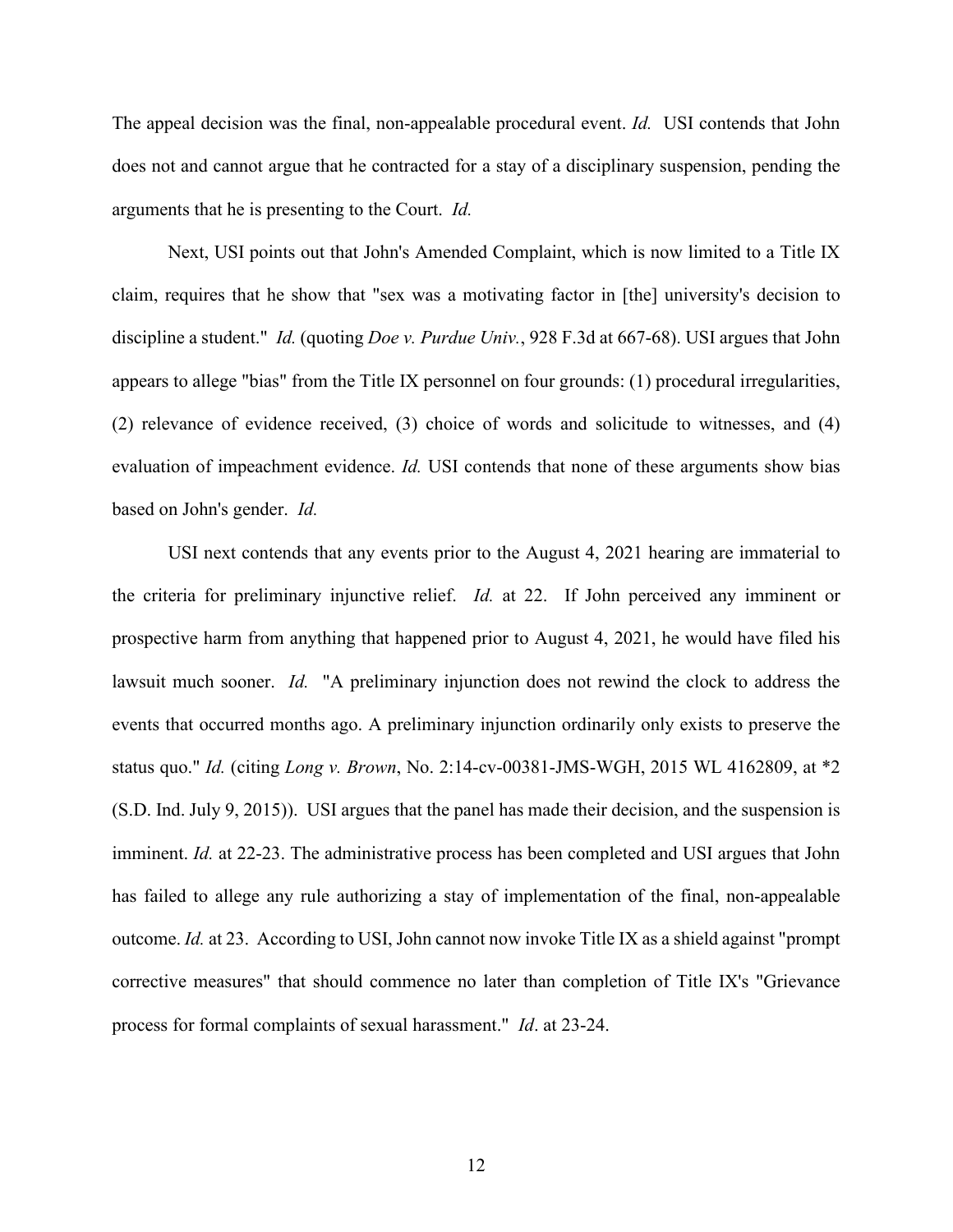The appeal decision was the final, non-appealable procedural event. *Id.* USI contends that John does not and cannot argue that he contracted for a stay of a disciplinary suspension, pending the arguments that he is presenting to the Court. *Id.*

Next, USI points out that John's Amended Complaint, which is now limited to a Title IX claim, requires that he show that "sex was a motivating factor in [the] university's decision to discipline a student." *Id.* (quoting *Doe v. Purdue Univ.*, 928 F.3d at 667-68). USI argues that John appears to allege "bias" from the Title IX personnel on four grounds: (1) procedural irregularities, (2) relevance of evidence received, (3) choice of words and solicitude to witnesses, and (4) evaluation of impeachment evidence. *Id.* USI contends that none of these arguments show bias based on John's gender. *Id.*

USI next contends that any events prior to the August 4, 2021 hearing are immaterial to the criteria for preliminary injunctive relief. *Id.* at 22. If John perceived any imminent or prospective harm from anything that happened prior to August 4, 2021, he would have filed his lawsuit much sooner. *Id.* "A preliminary injunction does not rewind the clock to address the events that occurred months ago. A preliminary injunction ordinarily only exists to preserve the status quo." *Id.* (citing *Long v. Brown*, No. 2:14-cv-00381-JMS-WGH, 2015 WL 4162809, at *2 (S.D. Ind. July 9, 2015)). USI argues that the panel has made their decision, and the suspension is imminent. *Id.* at 22-23. The administrative process has been completed and USI argues that John has failed to allege any rule authorizing a stay of implementation of the final, non-appealable outcome. *Id.* at 23. According to USI, John cannot now invoke Title IX as a shield against "prompt corrective measures" that should commence no later than completion of Title IX's "Grievance process for formal complaints of sexual harassment." *Id*. at 23-24.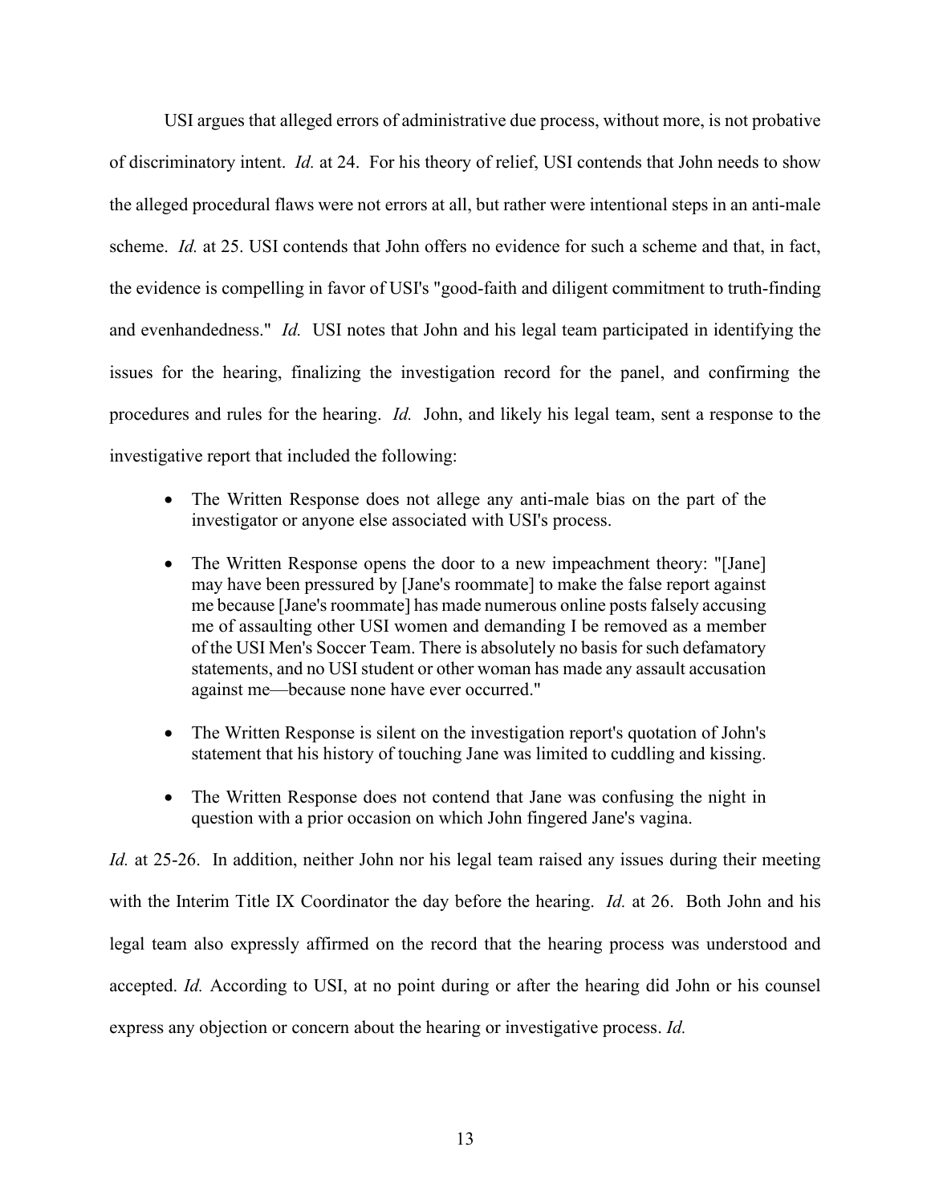USI argues that alleged errors of administrative due process, without more, is not probative of discriminatory intent. *Id.* at 24. For his theory of relief, USI contends that John needs to show the alleged procedural flaws were not errors at all, but rather were intentional steps in an anti-male scheme. *Id.* at 25. USI contends that John offers no evidence for such a scheme and that, in fact, the evidence is compelling in favor of USI's "good-faith and diligent commitment to truth-finding and evenhandedness." *Id.* USI notes that John and his legal team participated in identifying the issues for the hearing, finalizing the investigation record for the panel, and confirming the procedures and rules for the hearing. *Id.* John, and likely his legal team, sent a response to the investigative report that included the following:

- The Written Response does not allege any anti-male bias on the part of the investigator or anyone else associated with USI's process.
- The Written Response opens the door to a new impeachment theory: "[Jane] may have been pressured by [Jane's roommate] to make the false report against me because [Jane's roommate] has made numerous online posts falsely accusing me of assaulting other USI women and demanding I be removed as a member of the USI Men's Soccer Team. There is absolutely no basis for such defamatory statements, and no USI student or other woman has made any assault accusation against me—because none have ever occurred."
- The Written Response is silent on the investigation report's quotation of John's statement that his history of touching Jane was limited to cuddling and kissing.
- The Written Response does not contend that Jane was confusing the night in question with a prior occasion on which John fingered Jane's vagina.

*Id.* at 25-26. In addition, neither John nor his legal team raised any issues during their meeting with the Interim Title IX Coordinator the day before the hearing. *Id.* at 26. Both John and his legal team also expressly affirmed on the record that the hearing process was understood and accepted. *Id.* According to USI, at no point during or after the hearing did John or his counsel express any objection or concern about the hearing or investigative process. *Id.*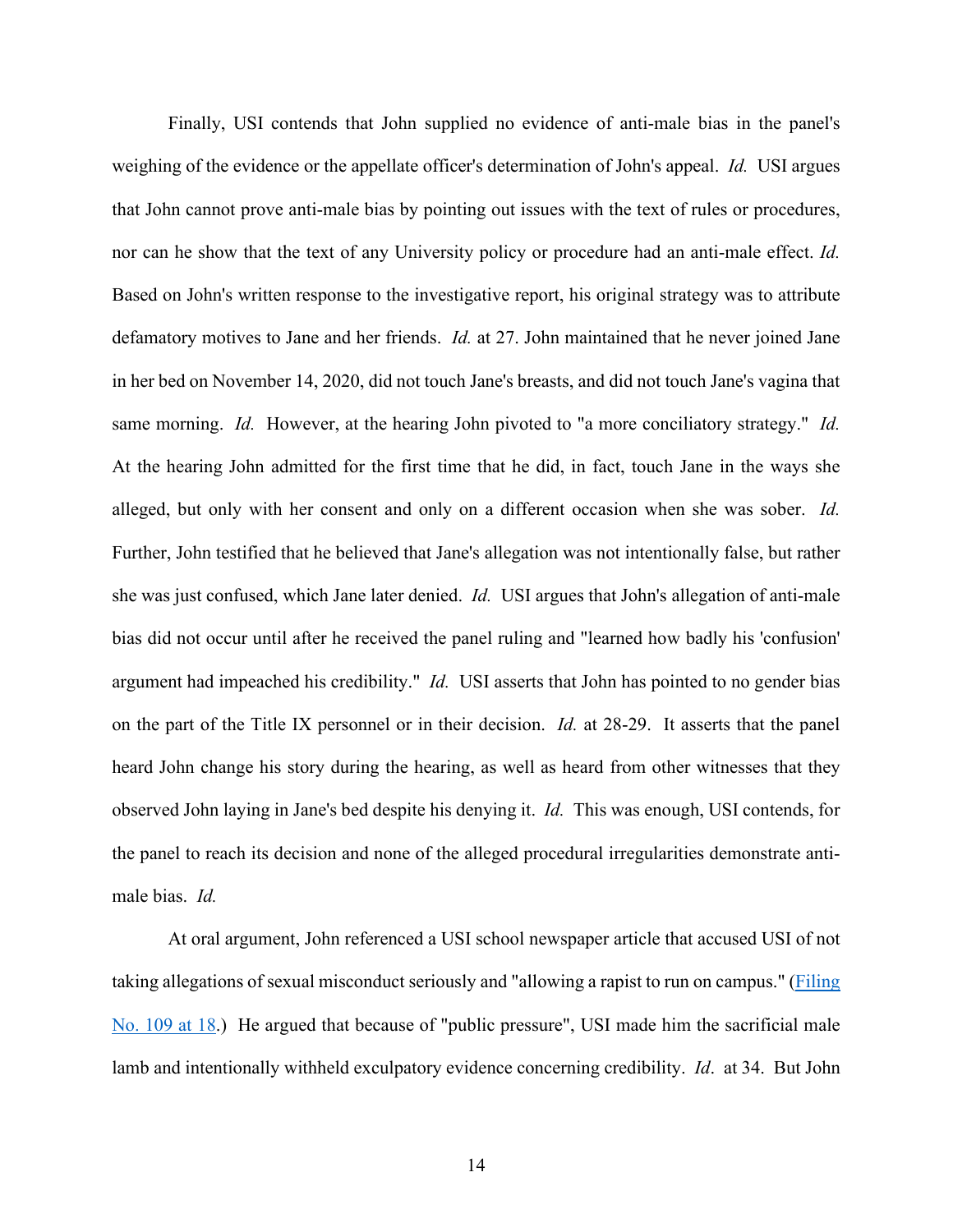Finally, USI contends that John supplied no evidence of anti-male bias in the panel's weighing of the evidence or the appellate officer's determination of John's appeal. *Id.* USI argues that John cannot prove anti-male bias by pointing out issues with the text of rules or procedures, nor can he show that the text of any University policy or procedure had an anti-male effect. *Id.* Based on John's written response to the investigative report, his original strategy was to attribute defamatory motives to Jane and her friends. *Id.* at 27. John maintained that he never joined Jane in her bed on November 14, 2020, did not touch Jane's breasts, and did not touch Jane's vagina that same morning. *Id.* However, at the hearing John pivoted to "a more conciliatory strategy." *Id.* At the hearing John admitted for the first time that he did, in fact, touch Jane in the ways she alleged, but only with her consent and only on a different occasion when she was sober. *Id.* Further, John testified that he believed that Jane's allegation was not intentionally false, but rather she was just confused, which Jane later denied. *Id.* USI argues that John's allegation of anti-male bias did not occur until after he received the panel ruling and "learned how badly his 'confusion' argument had impeached his credibility." *Id.* USI asserts that John has pointed to no gender bias on the part of the Title IX personnel or in their decision. *Id.* at 28-29. It asserts that the panel heard John change his story during the hearing, as well as heard from other witnesses that they observed John laying in Jane's bed despite his denying it. *Id.* This was enough, USI contends, for the panel to reach its decision and none of the alleged procedural irregularities demonstrate anti-male bias. *Id.*

At oral argument, John referenced a USI school newspaper article that accused USI of not taking allegations of sexual misconduct seriously and "allowing a rapist to run on campus." (Filing No. 109 at 18.) He argued that because of "public pressure", USI made him the sacrificial male lamb and intentionally withheld exculpatory evidence concerning credibility. *Id*. at 34. But John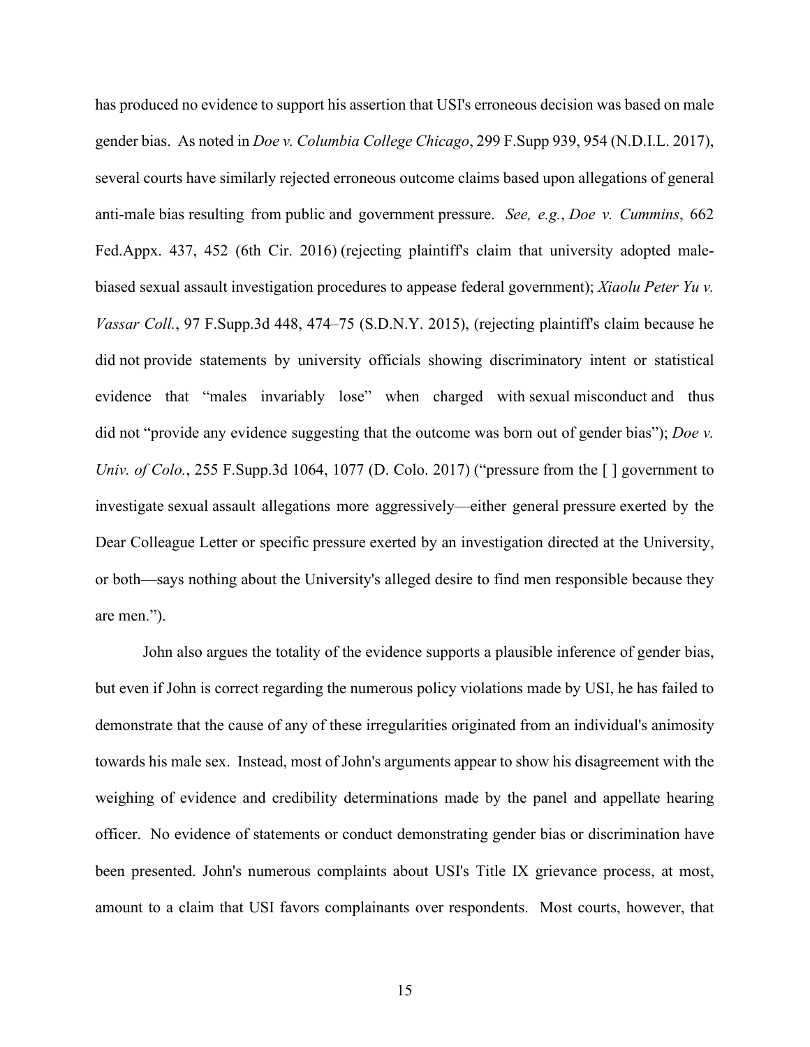has produced no evidence to support his assertion that USI's erroneous decision was based on male gender bias. As noted in *Doe v. Columbia College Chicago*, 299 F.Supp 939, 954 (N.D.I.L. 2017), several courts have similarly rejected erroneous outcome claims based upon allegations of general anti-male bias resulting from public and government pressure. *See, e.g.*, *Doe v. Cummins*, 662 Fed.Appx. 437, 452 (6th Cir. 2016) (rejecting plaintiff's claim that university adopted male-biased sexual assault investigation procedures to appease federal government); *Xiaolu Peter Yu v. Vassar Coll.*, 97 F.Supp.3d 448, 474–75 (S.D.N.Y. 2015), (rejecting plaintiff's claim because he did not provide statements by university officials showing discriminatory intent or statistical evidence that "males invariably lose" when charged with sexual misconduct and thus did not "provide any evidence suggesting that the outcome was born out of gender bias"); *Doe v. Univ. of Colo.*, 255 F.Supp.3d 1064, 1077 (D. Colo. 2017) ("pressure from the [ ] government to investigate sexual assault allegations more aggressively—either general pressure exerted by the Dear Colleague Letter or specific pressure exerted by an investigation directed at the University, or both—says nothing about the University's alleged desire to find men responsible because they are men.").

John also argues the totality of the evidence supports a plausible inference of gender bias, but even if John is correct regarding the numerous policy violations made by USI, he has failed to demonstrate that the cause of any of these irregularities originated from an individual's animosity towards his male sex. Instead, most of John's arguments appear to show his disagreement with the weighing of evidence and credibility determinations made by the panel and appellate hearing officer. No evidence of statements or conduct demonstrating gender bias or discrimination have been presented. John's numerous complaints about USI's Title IX grievance process, at most, amount to a claim that USI favors complainants over respondents. Most courts, however, that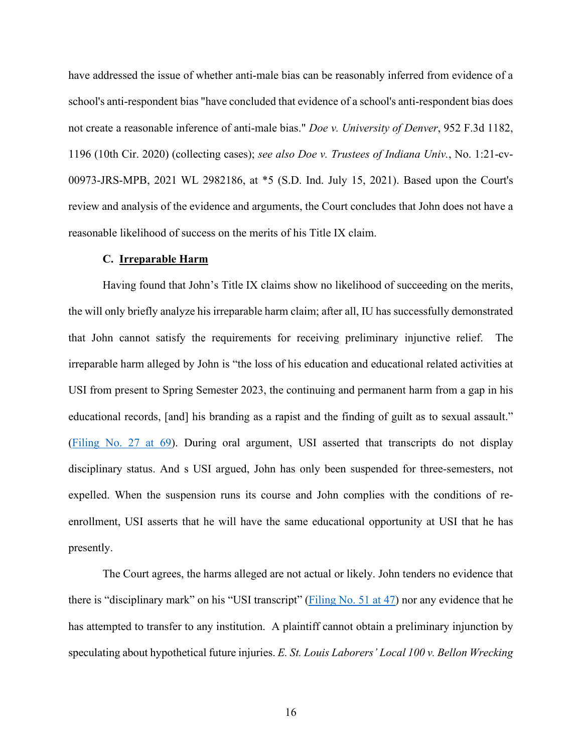have addressed the issue of whether anti-male bias can be reasonably inferred from evidence of a school's anti-respondent bias "have concluded that evidence of a school's anti-respondent bias does not create a reasonable inference of anti-male bias." *Doe v. University of Denver*, 952 F.3d 1182, 1196 (10th Cir. 2020) (collecting cases); *see also Doe v. Trustees of Indiana Univ.*, No. 1:21-cv-00973-JRS-MPB, 2021 WL 2982186, at *5 (S.D. Ind. July 15, 2021). Based upon the Court's review and analysis of the evidence and arguments, the Court concludes that John does not have a reasonable likelihood of success on the merits of his Title IX claim.

### C. <u>Irreparable Harm</u>

Having found that John's Title IX claims show no likelihood of succeeding on the merits, the will only briefly analyze his irreparable harm claim; after all, IU has successfully demonstrated that John cannot satisfy the requirements for receiving preliminary injunctive relief. The irreparable harm alleged by John is "the loss of his education and educational related activities at USI from present to Spring Semester 2023, the continuing and permanent harm from a gap in his educational records, [and] his branding as a rapist and the finding of guilt as to sexual assault." (Filing No. 27 at 69). During oral argument, USI asserted that transcripts do not display disciplinary status. And s USI argued, John has only been suspended for three-semesters, not expelled. When the suspension runs its course and John complies with the conditions of re-enrollment, USI asserts that he will have the same educational opportunity at USI that he has presently.

The Court agrees, the harms alleged are not actual or likely. John tenders no evidence that there is "disciplinary mark" on his "USI transcript" (Filing No. 51 at 47) nor any evidence that he has attempted to transfer to any institution. A plaintiff cannot obtain a preliminary injunction by speculating about hypothetical future injuries. *E. St. Louis Laborers' Local 100 v. Bellon Wrecking*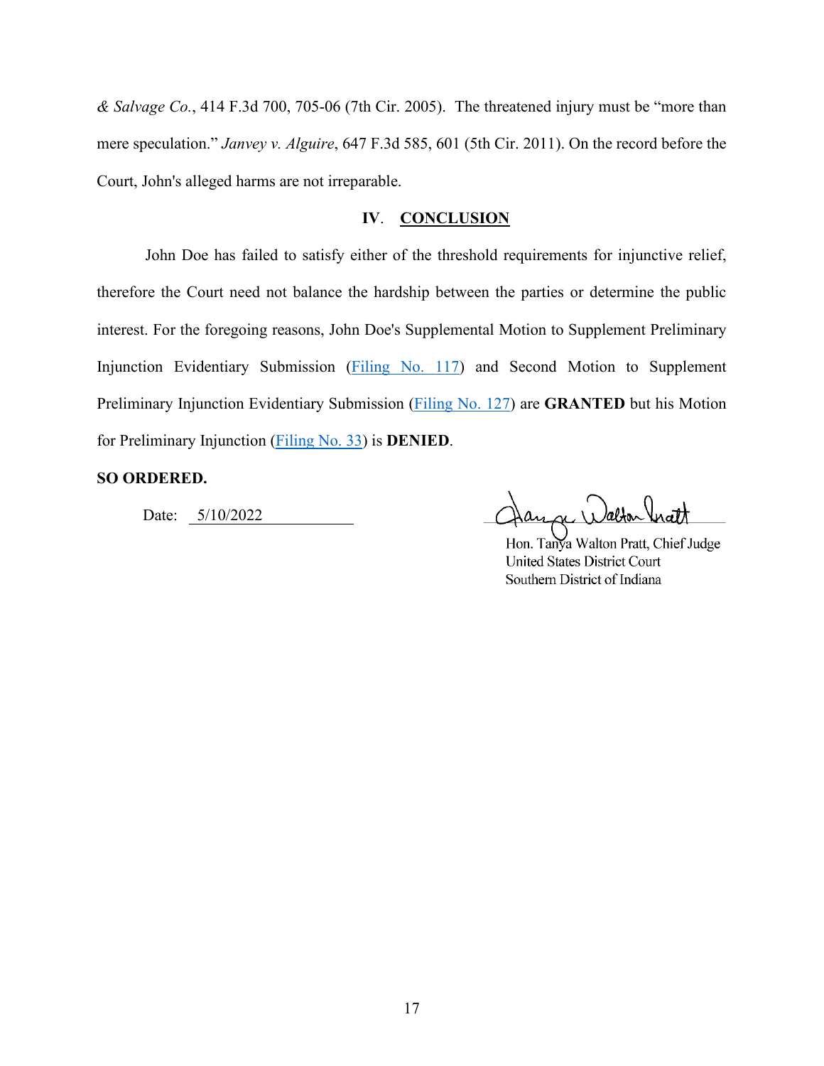*& Salvage Co.*, 414 F.3d 700, 705-06 (7th Cir. 2005). The threatened injury must be "more than mere speculation." *Janvey v. Alguire*, 647 F.3d 585, 601 (5th Cir. 2011). On the record before the Court, John's alleged harms are not irreparable.

## IV. CONCLUSION

John Doe has failed to satisfy either of the threshold requirements for injunctive relief, therefore the Court need not balance the hardship between the parties or determine the public interest. For the foregoing reasons, John Doe's Supplemental Motion to Supplement Preliminary Injunction Evidentiary Submission (Filing No. 117) and Second Motion to Supplement Preliminary Injunction Evidentiary Submission (Filing No. 127) are **GRANTED** but his Motion for Preliminary Injunction (Filing No. 33) is **DENIED**.

**SO ORDERED.**

Date: 5/10/2022

Hon. Tanya Walton Pratt, Chief Judge
United States District Court
Southern District of Indiana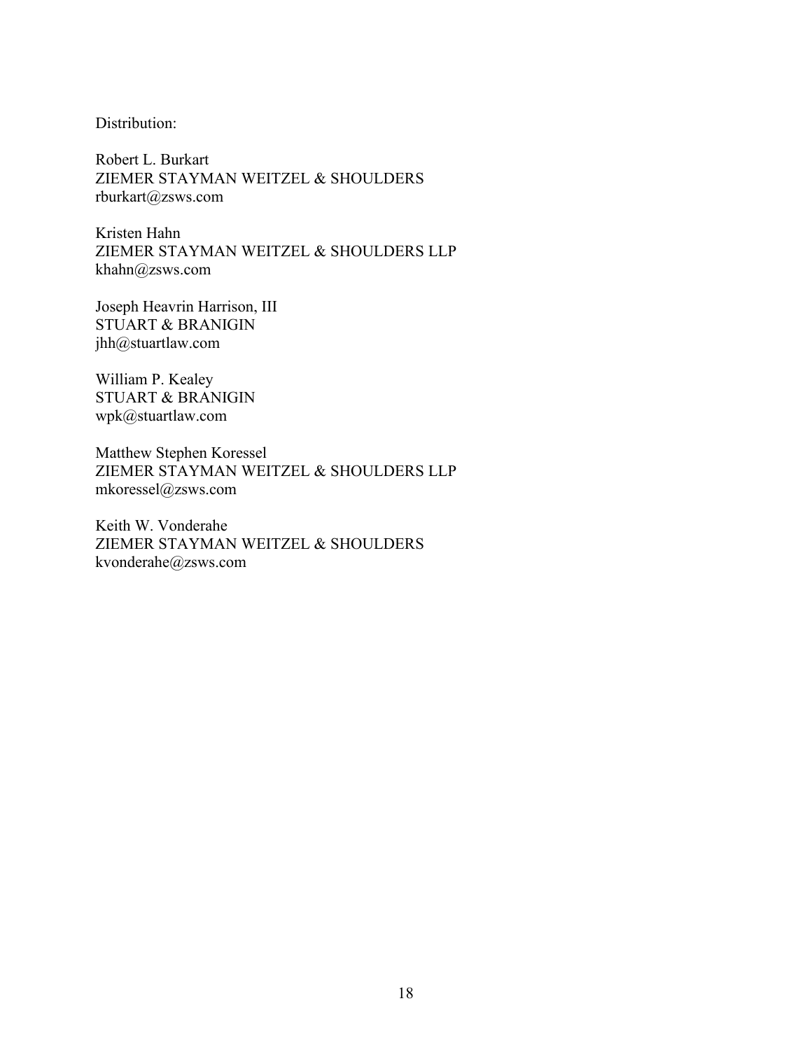Distribution:

Robert L. Burkart
ZIEMER STAYMAN WEITZEL & SHOULDERS
rburkart@zsws.com

Kristen Hahn
ZIEMER STAYMAN WEITZEL & SHOULDERS LLP
khahn@zsws.com

Joseph Heavrin Harrison, III
STUART & BRANIGIN
jhh@stuartlaw.com

William P. Kealey
STUART & BRANIGIN
wpk@stuartlaw.com

Matthew Stephen Koressel
ZIEMER STAYMAN WEITZEL & SHOULDERS LLP
mkoressel@zsws.com

Keith W. Vonderahe
ZIEMER STAYMAN WEITZEL & SHOULDERS
kvonderahe@zsws.com